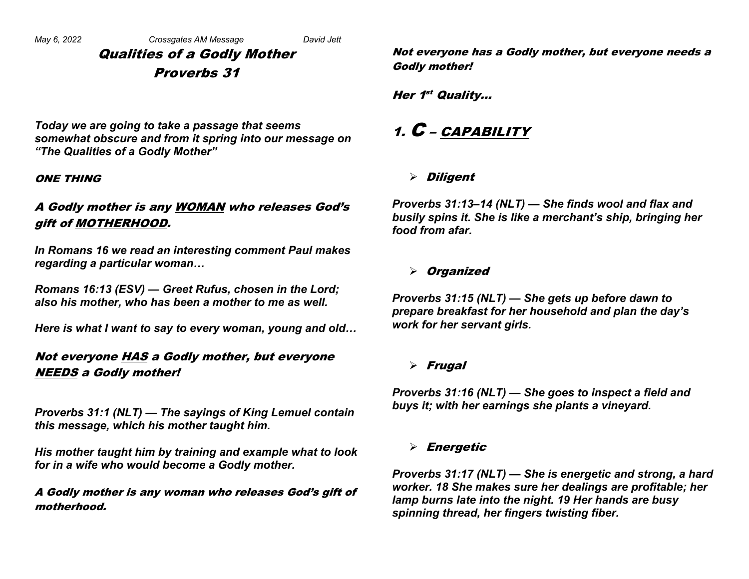*May 6, 2022 Crossgates AM Message David Jett*

# Qualities of a Godly Mother
## Proverbs 31

***Today we are going to take a passage that seems somewhat obscure and from it spring into our message on "The Qualities of a Godly Mother"***

***ONE THING***

### ***A Godly mother is any <u>WOMAN</u> who releases God's gift of <u>MOTHERHOOD</u>.***

***In Romans 16 we read an interesting comment Paul makes regarding a particular woman…***

***Romans 16:13 (ESV) — Greet Rufus, chosen in the Lord; also his mother, who has been a mother to me as well.***

***Here is what I want to say to every woman, young and old…***

### ***Not everyone <u>HAS</u> a Godly mother, but everyone <u>NEEDS</u> a Godly mother!***

***Proverbs 31:1 (NLT) — The sayings of King Lemuel contain this message, which his mother taught him.***

***His mother taught him by training and example what to look for in a wife who would become a Godly mother.***

***A Godly mother is any woman who releases God's gift of motherhood.***

***Not everyone has a Godly mother, but everyone needs a Godly mother!***

***Her 1st Quality…***

## ***1. C – <u>CAPABILITY</u>***

- ***Diligent***

***Proverbs 31:13–14 (NLT) — She finds wool and flax and busily spins it. She is like a merchant's ship, bringing her food from afar.***

- ***Organized***

***Proverbs 31:15 (NLT) — She gets up before dawn to prepare breakfast for her household and plan the day's work for her servant girls.***

- ***Frugal***

***Proverbs 31:16 (NLT) — She goes to inspect a field and buys it; with her earnings she plants a vineyard.***

- ***Energetic***

***Proverbs 31:17 (NLT) — She is energetic and strong, a hard worker. 18 She makes sure her dealings are profitable; her lamp burns late into the night. 19 Her hands are busy spinning thread, her fingers twisting fiber.***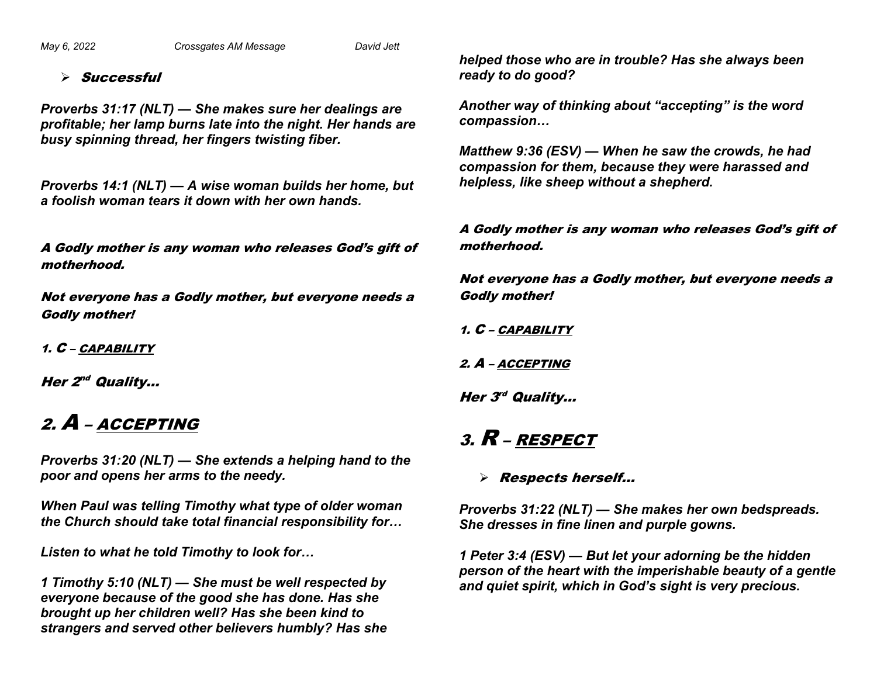- ***Successful***

***Proverbs 31:17 (NLT) — She makes sure her dealings are profitable; her lamp burns late into the night. Her hands are busy spinning thread, her fingers twisting fiber.***

***Proverbs 14:1 (NLT) — A wise woman builds her home, but a foolish woman tears it down with her own hands.***

***A Godly mother is any woman who releases God's gift of motherhood.***

***Not everyone has a Godly mother, but everyone needs a Godly mother!***

***1. C – CAPABILITY***

***Her 2nd Quality…***

## ***2. A – ACCEPTING***

***Proverbs 31:20 (NLT) — She extends a helping hand to the poor and opens her arms to the needy.***

***When Paul was telling Timothy what type of older woman the Church should take total financial responsibility for…***

***Listen to what he told Timothy to look for…***

***1 Timothy 5:10 (NLT) — She must be well respected by everyone because of the good she has done. Has she brought up her children well? Has she been kind to strangers and served other believers humbly? Has she helped those who are in trouble? Has she always been ready to do good?***

***Another way of thinking about "accepting" is the word compassion…***

***Matthew 9:36 (ESV) — When he saw the crowds, he had compassion for them, because they were harassed and helpless, like sheep without a shepherd.***

***A Godly mother is any woman who releases God's gift of motherhood.***

***Not everyone has a Godly mother, but everyone needs a Godly mother!***

***1. C – CAPABILITY***

***2. A – ACCEPTING***

***Her 3rd Quality…***

## ***3. R – RESPECT***

- ***Respects herself…***

***Proverbs 31:22 (NLT) — She makes her own bedspreads. She dresses in fine linen and purple gowns.***

***1 Peter 3:4 (ESV) — But let your adorning be the hidden person of the heart with the imperishable beauty of a gentle and quiet spirit, which in God's sight is very precious.***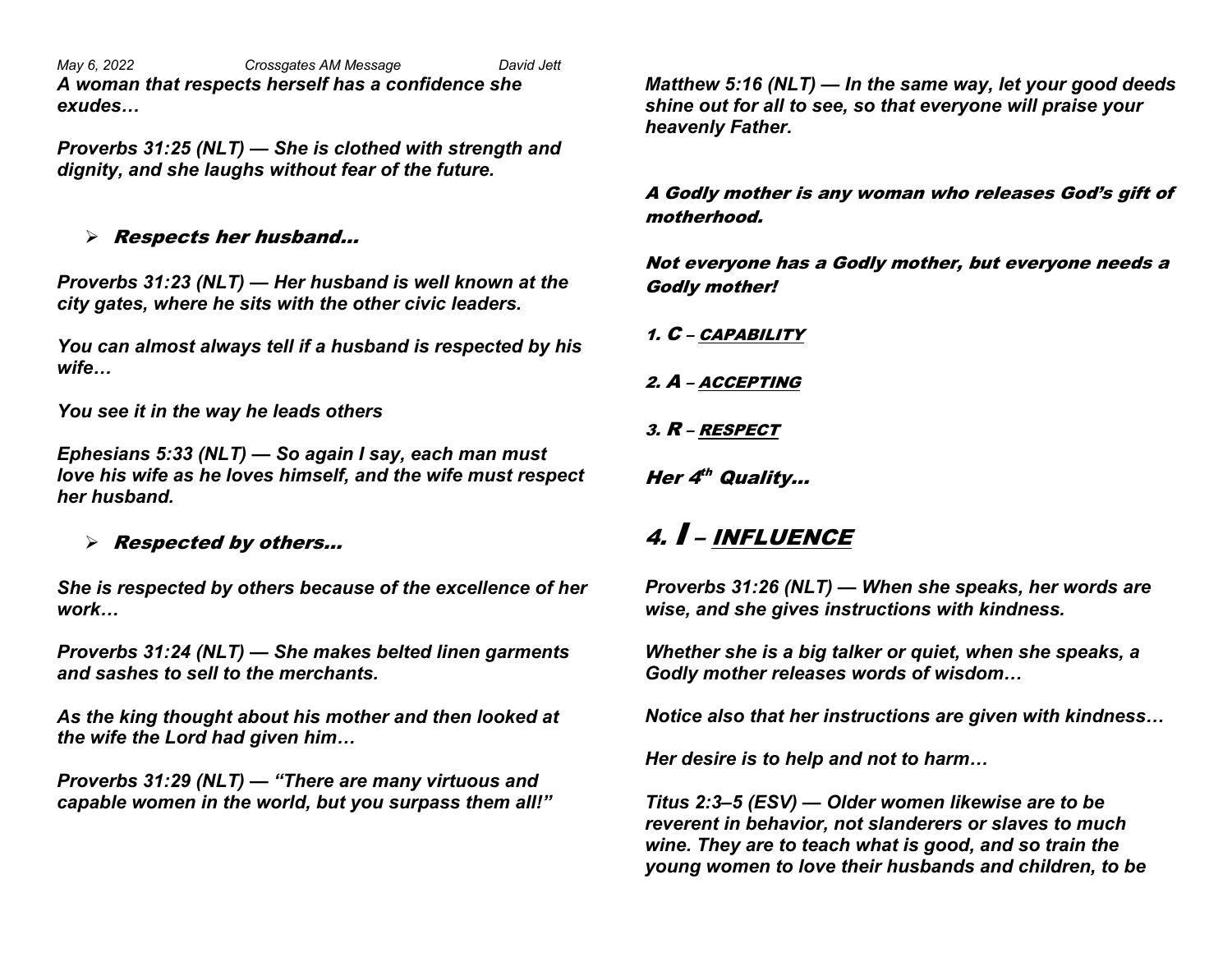*A woman that respects herself has a confidence she exudes…*

***Proverbs 31:25 (NLT) — She is clothed with strength and dignity, and she laughs without fear of the future.***

- **Respects her husband…**

***Proverbs 31:23 (NLT) — Her husband is well known at the city gates, where he sits with the other civic leaders.***

***You can almost always tell if a husband is respected by his wife…***

***You see it in the way he leads others***

***Ephesians 5:33 (NLT) — So again I say, each man must love his wife as he loves himself, and the wife must respect her husband.***

- **Respected by others…**

***She is respected by others because of the excellence of her work…***

***Proverbs 31:24 (NLT) — She makes belted linen garments and sashes to sell to the merchants.***

***As the king thought about his mother and then looked at the wife the Lord had given him…***

***Proverbs 31:29 (NLT) — "There are many virtuous and capable women in the world, but you surpass them all!"***

***Matthew 5:16 (NLT) — In the same way, let your good deeds shine out for all to see, so that everyone will praise your heavenly Father.***

**A Godly mother is any woman who releases God's gift of motherhood.**

**Not everyone has a Godly mother, but everyone needs a Godly mother!**

1. **C – <u>CAPABILITY</u>**
2. **A – <u>ACCEPTING</u>**
3. **R – <u>RESPECT</u>**

**Her 4th Quality…**

## 4. I – <u>INFLUENCE</u>

***Proverbs 31:26 (NLT) — When she speaks, her words are wise, and she gives instructions with kindness.***

***Whether she is a big talker or quiet, when she speaks, a Godly mother releases words of wisdom…***

***Notice also that her instructions are given with kindness…***

***Her desire is to help and not to harm…***

***Titus 2:3–5 (ESV) — Older women likewise are to be reverent in behavior, not slanderers or slaves to much wine. They are to teach what is good, and so train the young women to love their husbands and children, to be***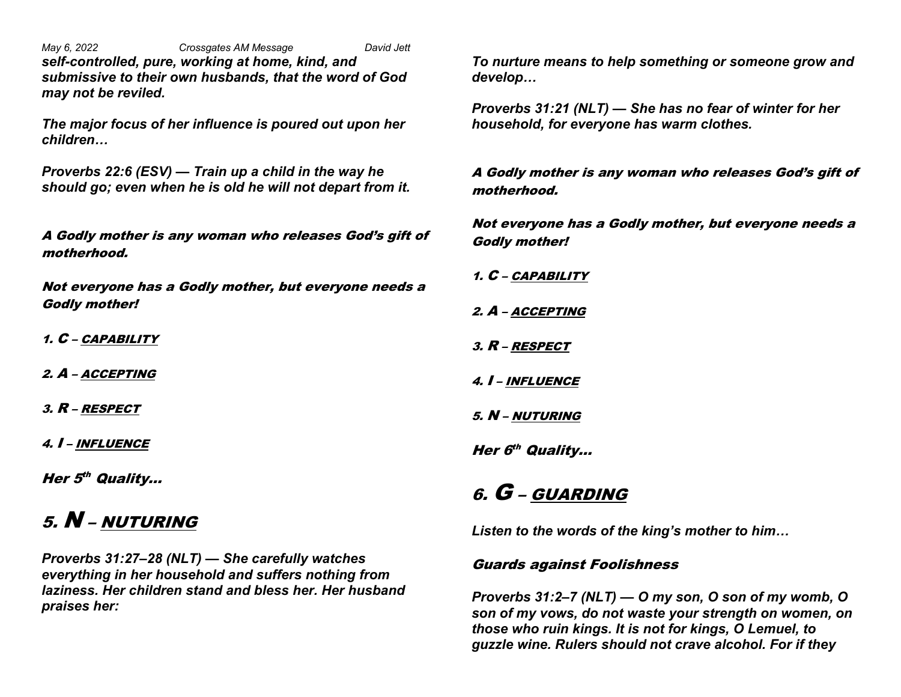*self-controlled, pure, working at home, kind, and submissive to their own husbands, that the word of God may not be reviled.*

***The major focus of her influence is poured out upon her children…***

***Proverbs 22:6 (ESV) — Train up a child in the way he should go; even when he is old he will not depart from it.***

***A Godly mother is any woman who releases God's gift of motherhood.***

***Not everyone has a Godly mother, but everyone needs a Godly mother!***

1. ***C** – **CAPABILITY***
2. ***A** – **ACCEPTING***
3. ***R** – **RESPECT***
4. ***I** – **INFLUENCE***

***Her 5th Quality…***

## *5. N – NUTURING*

***Proverbs 31:27–28 (NLT) — She carefully watches everything in her household and suffers nothing from laziness. Her children stand and bless her. Her husband praises her:***

***To nurture means to help something or someone grow and develop…***

***Proverbs 31:21 (NLT) — She has no fear of winter for her household, for everyone has warm clothes.***

***A Godly mother is any woman who releases God's gift of motherhood.***

***Not everyone has a Godly mother, but everyone needs a Godly mother!***

1. ***C** – **CAPABILITY***
2. ***A** – **ACCEPTING***
3. ***R** – **RESPECT***
4. ***I** – **INFLUENCE***
5. ***N** – **NUTURING***

***Her 6th Quality…***

## *6. G – GUARDING*

***Listen to the words of the king's mother to him…***

***Guards against Foolishness***

***Proverbs 31:2–7 (NLT) — O my son, O son of my womb, O son of my vows, do not waste your strength on women, on those who ruin kings. It is not for kings, O Lemuel, to guzzle wine. Rulers should not crave alcohol. For if they***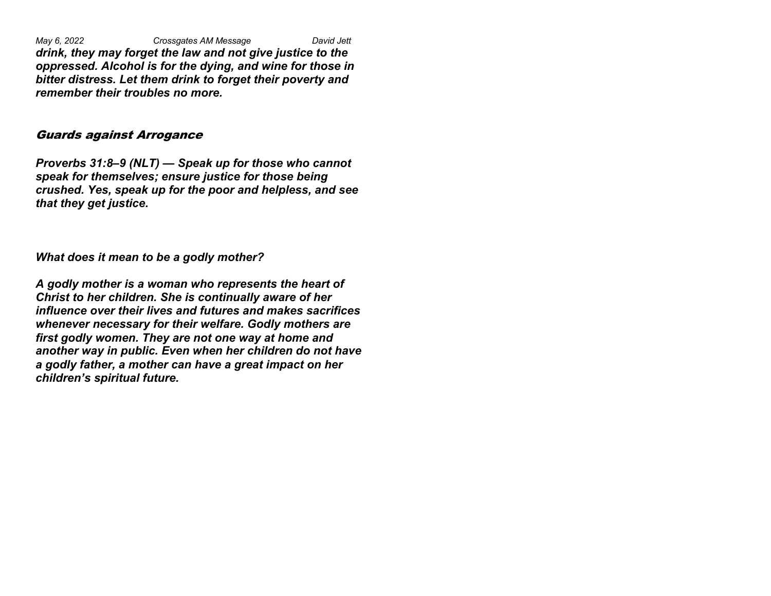***drink, they may forget the law and not give justice to the oppressed. Alcohol is for the dying, and wine for those in bitter distress. Let them drink to forget their poverty and remember their troubles no more.***

## *Guards against Arrogance*

***Proverbs 31:8–9 (NLT) — Speak up for those who cannot speak for themselves; ensure justice for those being crushed. Yes, speak up for the poor and helpless, and see that they get justice.***

***What does it mean to be a godly mother?***

***A godly mother is a woman who represents the heart of Christ to her children. She is continually aware of her influence over their lives and futures and makes sacrifices whenever necessary for their welfare. Godly mothers are first godly women. They are not one way at home and another way in public. Even when her children do not have a godly father, a mother can have a great impact on her children's spiritual future.***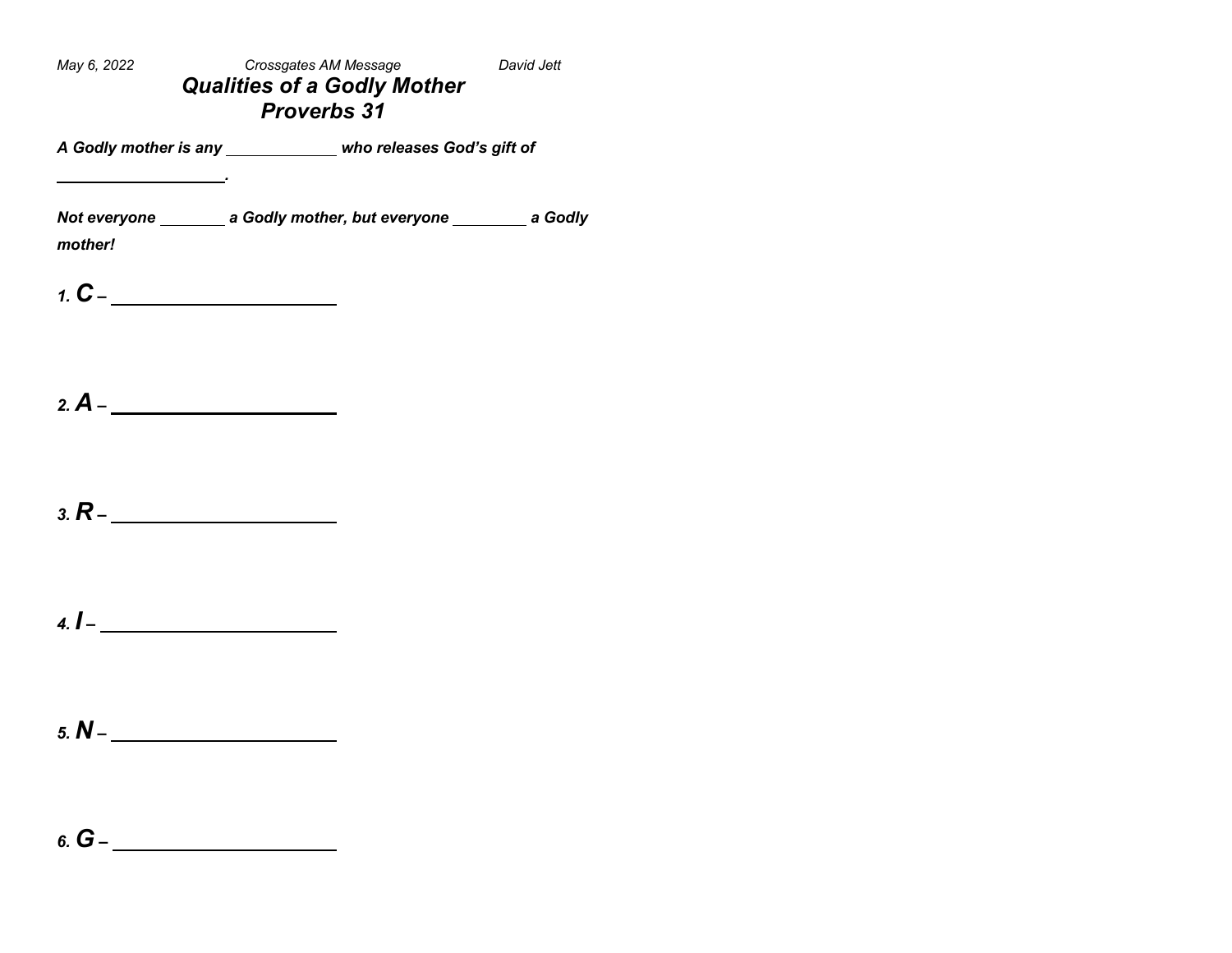*May 6, 2022 Crossgates AM Message David Jett*

## *Qualities of a Godly Mother*
## *Proverbs 31*

***A Godly mother is any \_\_\_\_\_\_\_\_\_\_\_\_ who releases God's gift of \_\_\_\_\_\_\_\_\_\_\_\_\_\_\_\_\_.***

***Not everyone \_\_\_\_\_\_\_ a Godly mother, but everyone \_\_\_\_\_\_\_\_ a Godly mother!***

***1. C – \_\_\_\_\_\_\_\_\_\_\_\_\_\_\_\_\_\_\_\_\_\_\_***

***2. A – \_\_\_\_\_\_\_\_\_\_\_\_\_\_\_\_\_\_\_\_\_\_\_***

***3. R – \_\_\_\_\_\_\_\_\_\_\_\_\_\_\_\_\_\_\_\_\_\_\_***

***4. I – \_\_\_\_\_\_\_\_\_\_\_\_\_\_\_\_\_\_\_\_\_\_\_***

***5. N – \_\_\_\_\_\_\_\_\_\_\_\_\_\_\_\_\_\_\_\_\_\_\_***

***6. G – \_\_\_\_\_\_\_\_\_\_\_\_\_\_\_\_\_\_\_\_\_\_\_***